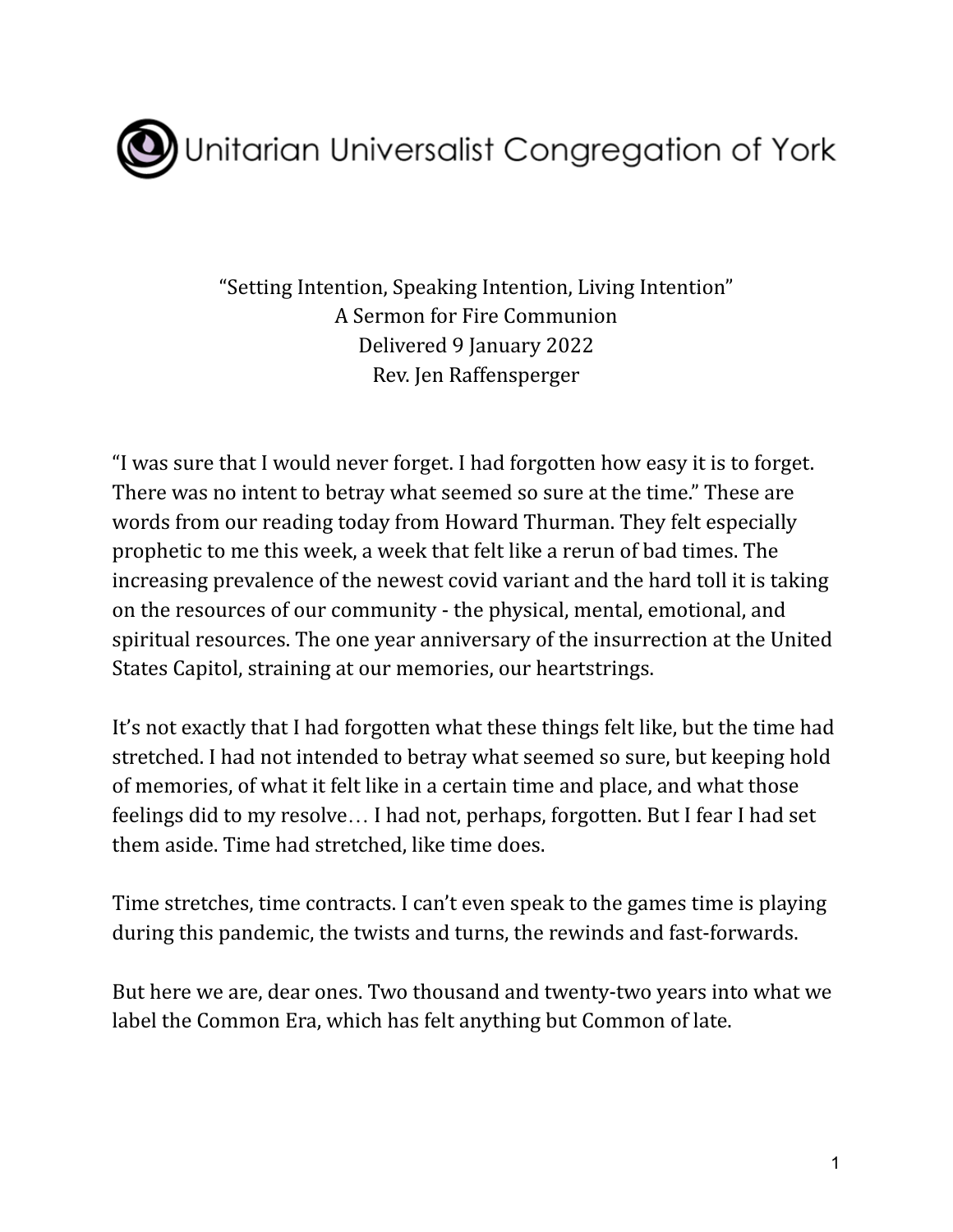Unitarian Universalist Congregation of York

“Setting Intention, Speaking Intention, Living Intention”
A Sermon for Fire Communion
Delivered 9 January 2022
Rev. Jen Raffensperger

“I was sure that I would never forget. I had forgotten how easy it is to forget. There was no intent to betray what seemed so sure at the time.” These are words from our reading today from Howard Thurman. They felt especially prophetic to me this week, a week that felt like a rerun of bad times. The increasing prevalence of the newest covid variant and the hard toll it is taking on the resources of our community - the physical, mental, emotional, and spiritual resources. The one year anniversary of the insurrection at the United States Capitol, straining at our memories, our heartstrings.

It’s not exactly that I had forgotten what these things felt like, but the time had stretched. I had not intended to betray what seemed so sure, but keeping hold of memories, of what it felt like in a certain time and place, and what those feelings did to my resolve… I had not, perhaps, forgotten. But I fear I had set them aside. Time had stretched, like time does.

Time stretches, time contracts. I can’t even speak to the games time is playing during this pandemic, the twists and turns, the rewinds and fast-forwards.

But here we are, dear ones. Two thousand and twenty-two years into what we label the Common Era, which has felt anything but Common of late.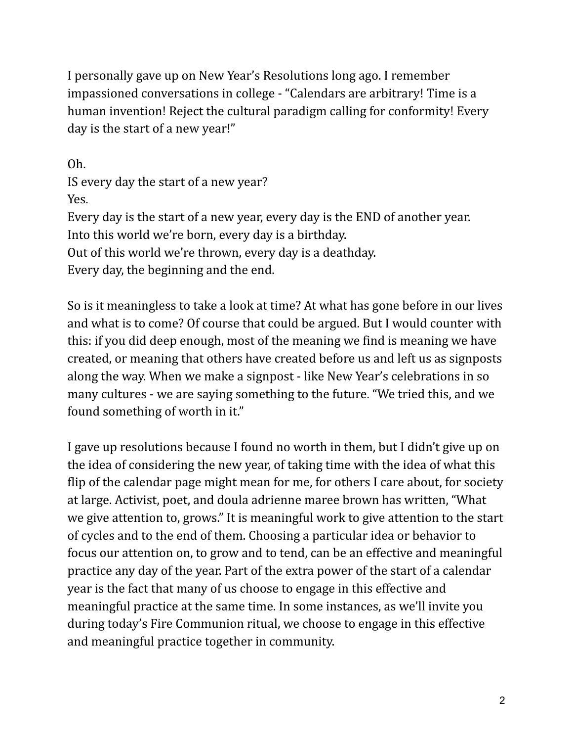I personally gave up on New Year's Resolutions long ago. I remember impassioned conversations in college - "Calendars are arbitrary! Time is a human invention! Reject the cultural paradigm calling for conformity! Every day is the start of a new year!"

Oh.
IS every day the start of a new year?
Yes.
Every day is the start of a new year, every day is the END of another year.
Into this world we're born, every day is a birthday.
Out of this world we're thrown, every day is a deathday.
Every day, the beginning and the end.

So is it meaningless to take a look at time? At what has gone before in our lives and what is to come? Of course that could be argued. But I would counter with this: if you did deep enough, most of the meaning we find is meaning we have created, or meaning that others have created before us and left us as signposts along the way. When we make a signpost - like New Year's celebrations in so many cultures - we are saying something to the future. "We tried this, and we found something of worth in it."

I gave up resolutions because I found no worth in them, but I didn't give up on the idea of considering the new year, of taking time with the idea of what this flip of the calendar page might mean for me, for others I care about, for society at large. Activist, poet, and doula adrienne maree brown has written, "What we give attention to, grows." It is meaningful work to give attention to the start of cycles and to the end of them. Choosing a particular idea or behavior to focus our attention on, to grow and to tend, can be an effective and meaningful practice any day of the year. Part of the extra power of the start of a calendar year is the fact that many of us choose to engage in this effective and meaningful practice at the same time. In some instances, as we'll invite you during today's Fire Communion ritual, we choose to engage in this effective and meaningful practice together in community.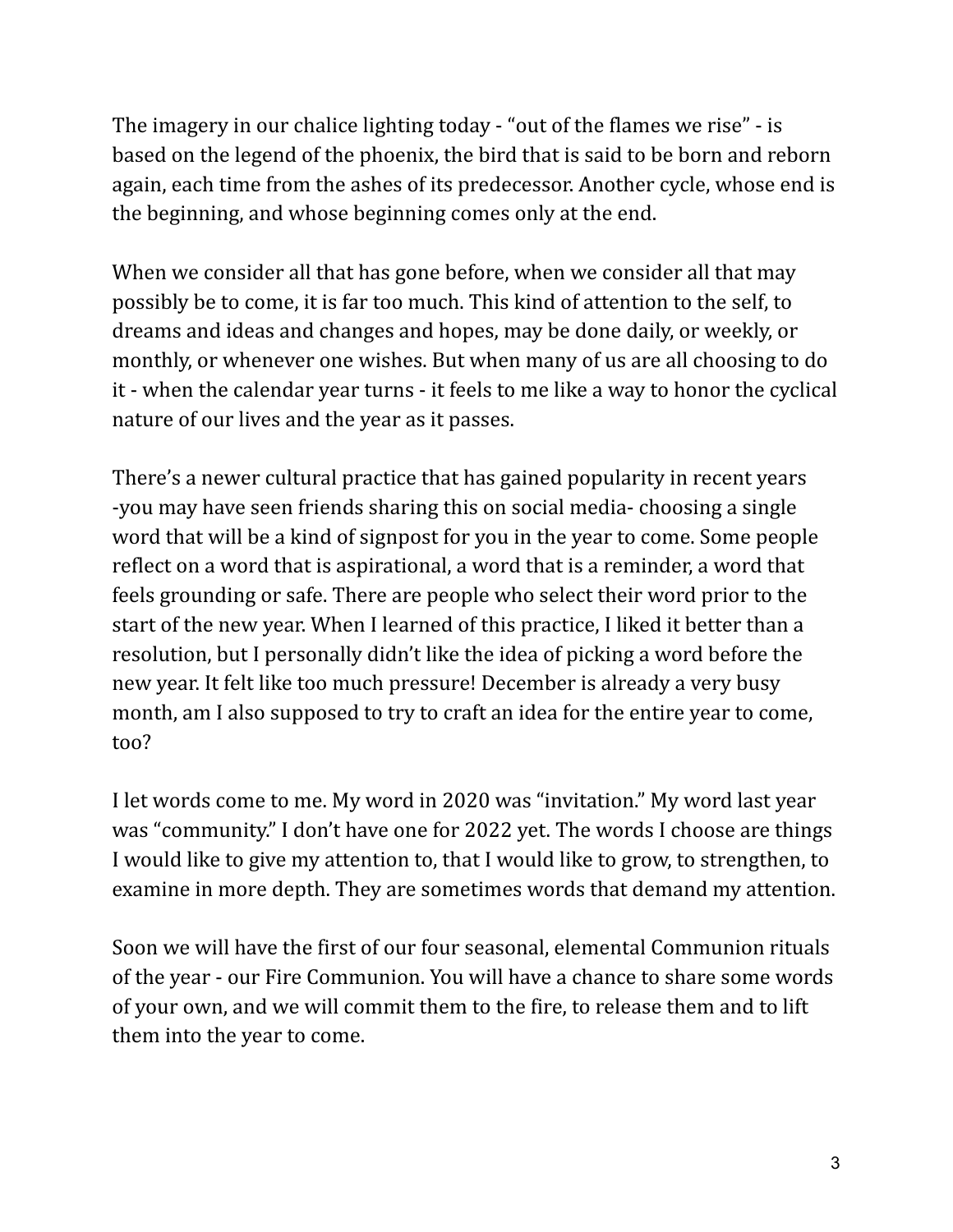The imagery in our chalice lighting today - "out of the flames we rise" - is based on the legend of the phoenix, the bird that is said to be born and reborn again, each time from the ashes of its predecessor. Another cycle, whose end is the beginning, and whose beginning comes only at the end.

When we consider all that has gone before, when we consider all that may possibly be to come, it is far too much. This kind of attention to the self, to dreams and ideas and changes and hopes, may be done daily, or weekly, or monthly, or whenever one wishes. But when many of us are all choosing to do it - when the calendar year turns - it feels to me like a way to honor the cyclical nature of our lives and the year as it passes.

There's a newer cultural practice that has gained popularity in recent years -you may have seen friends sharing this on social media- choosing a single word that will be a kind of signpost for you in the year to come. Some people reflect on a word that is aspirational, a word that is a reminder, a word that feels grounding or safe. There are people who select their word prior to the start of the new year. When I learned of this practice, I liked it better than a resolution, but I personally didn't like the idea of picking a word before the new year. It felt like too much pressure! December is already a very busy month, am I also supposed to try to craft an idea for the entire year to come, too?

I let words come to me. My word in 2020 was "invitation." My word last year was "community." I don't have one for 2022 yet. The words I choose are things I would like to give my attention to, that I would like to grow, to strengthen, to examine in more depth. They are sometimes words that demand my attention.

Soon we will have the first of our four seasonal, elemental Communion rituals of the year - our Fire Communion. You will have a chance to share some words of your own, and we will commit them to the fire, to release them and to lift them into the year to come.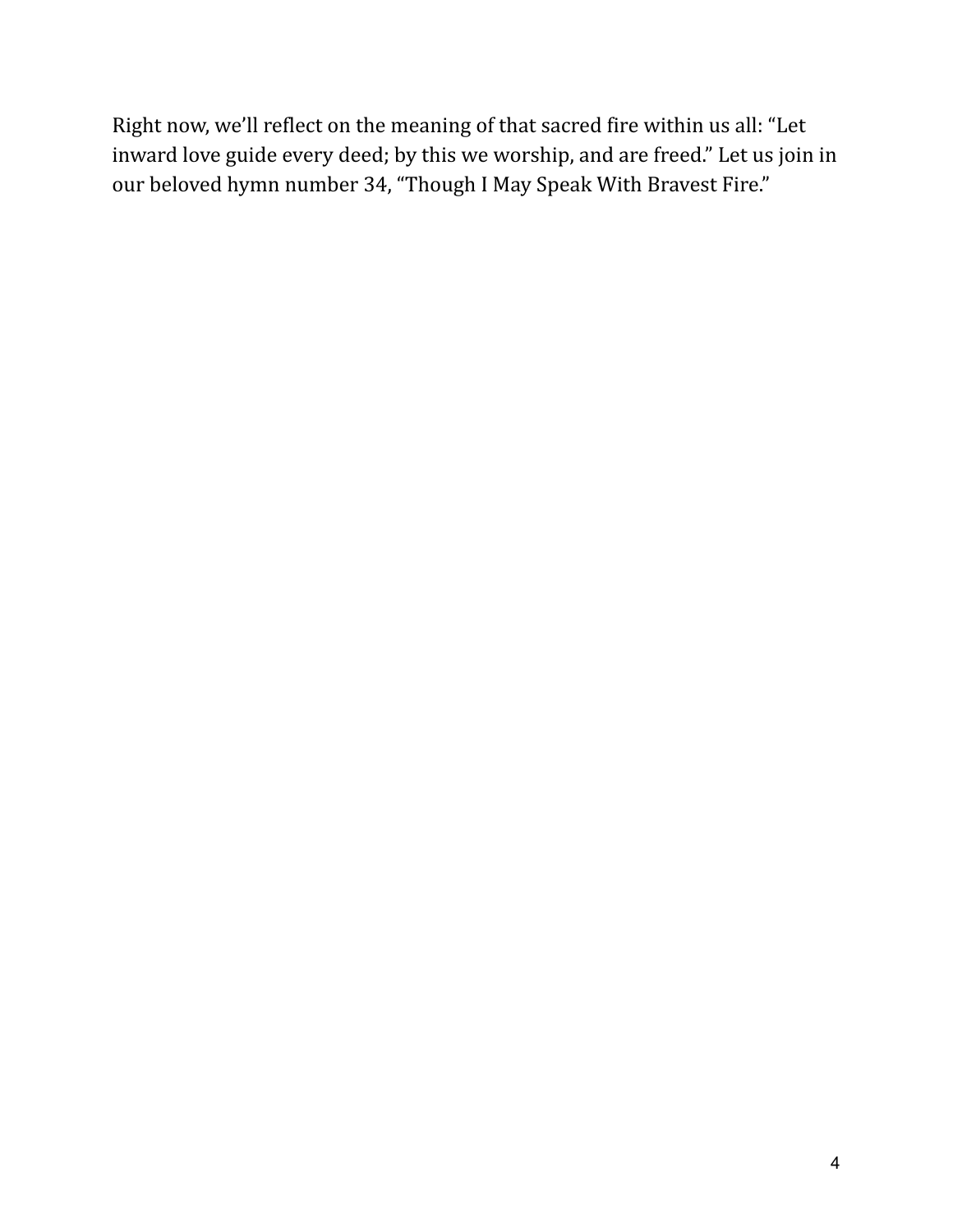Right now, we'll reflect on the meaning of that sacred fire within us all: "Let inward love guide every deed; by this we worship, and are freed." Let us join in our beloved hymn number 34, "Though I May Speak With Bravest Fire."